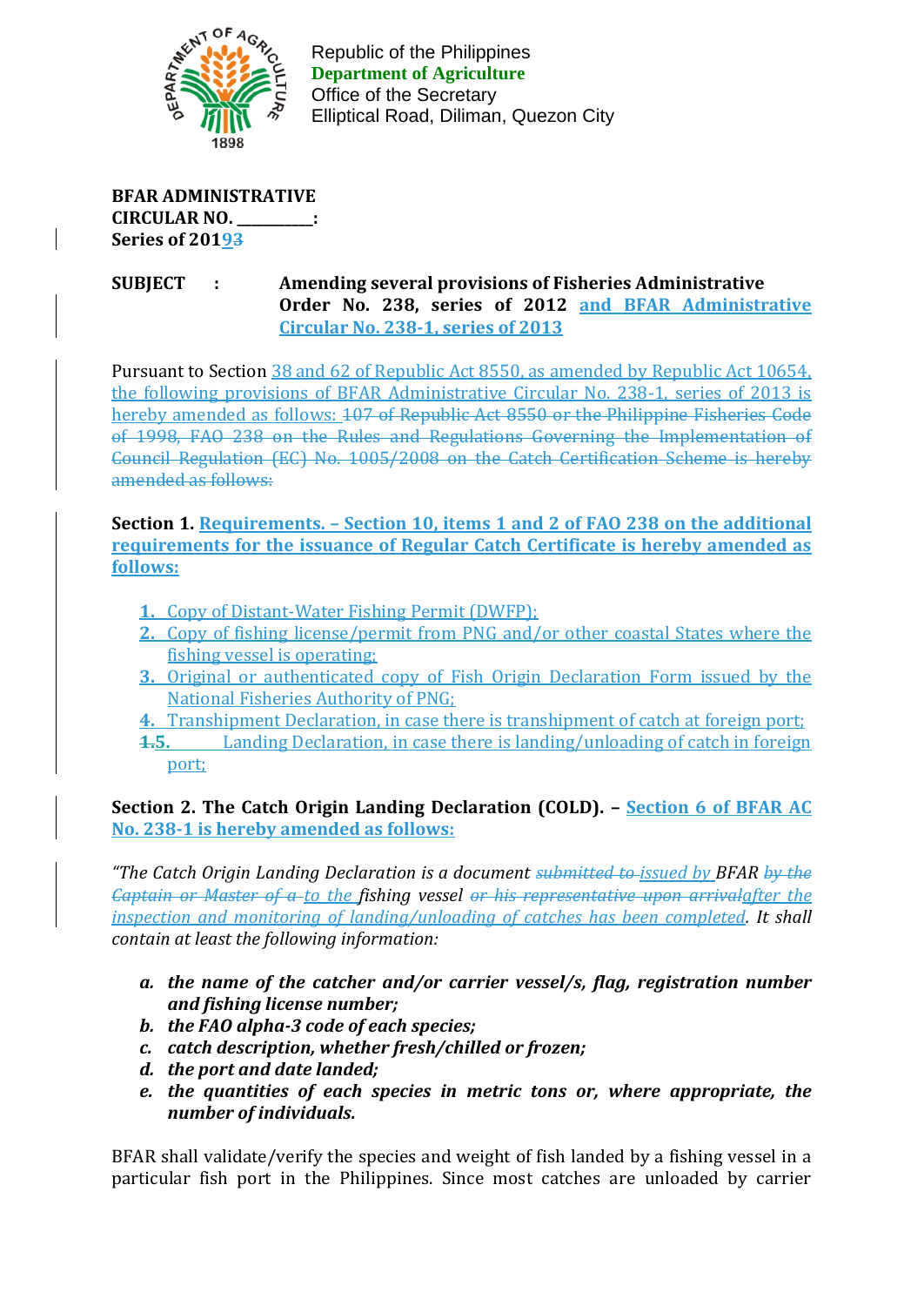Republic of the Philippines
**Department of Agriculture**
Office of the Secretary
Elliptical Road, Diliman, Quezon City

**BFAR ADMINISTRATIVE CIRCULAR NO. \_\_\_\_\_\_\_\_\_\_:**
**Series of 20193**

**SUBJECT : Amending several provisions of Fisheries Administrative Order No. 238, series of 2012 and BFAR Administrative Circular No. 238-1, series of 2013**

Pursuant to Section 38 and 62 of Republic Act 8550, as amended by Republic Act 10654, the following provisions of BFAR Administrative Circular No. 238-1, series of 2013 is hereby amended as follows: ~~107 of Republic Act 8550 or the Philippine Fisheries Code of 1998, FAO 238 on the Rules and Regulations Governing the Implementation of Council Regulation (EC) No. 1005/2008 on the Catch Certification Scheme is hereby amended as follows:~~

**Section 1. Requirements. – Section 10, items 1 and 2 of FAO 238 on the additional requirements for the issuance of Regular Catch Certificate is hereby amended as follows:**

1. Copy of Distant-Water Fishing Permit (DWFP);
2. Copy of fishing license/permit from PNG and/or other coastal States where the fishing vessel is operating;
3. Original or authenticated copy of Fish Origin Declaration Form issued by the National Fisheries Authority of PNG;
4. Transhipment Declaration, in case there is transhipment of catch at foreign port;
5. Landing Declaration, in case there is landing/unloading of catch in foreign port;

**Section 2. The Catch Origin Landing Declaration (COLD). – Section 6 of BFAR AC No. 238-1 is hereby amended as follows:**

*"The Catch Origin Landing Declaration is a document ~~submitted to~~ issued by BFAR ~~by the Captain or Master of a~~ to the fishing vessel ~~or his representative upon arrival~~after the inspection and monitoring of landing/unloading of catches has been completed. It shall contain at least the following information:*

- ***a. the name of the catcher and/or carrier vessel/s, flag, registration number and fishing license number;***
- ***b. the FAO alpha-3 code of each species;***
- ***c. catch description, whether fresh/chilled or frozen;***
- ***d. the port and date landed;***
- ***e. the quantities of each species in metric tons or, where appropriate, the number of individuals.***

BFAR shall validate/verify the species and weight of fish landed by a fishing vessel in a particular fish port in the Philippines. Since most catches are unloaded by carrier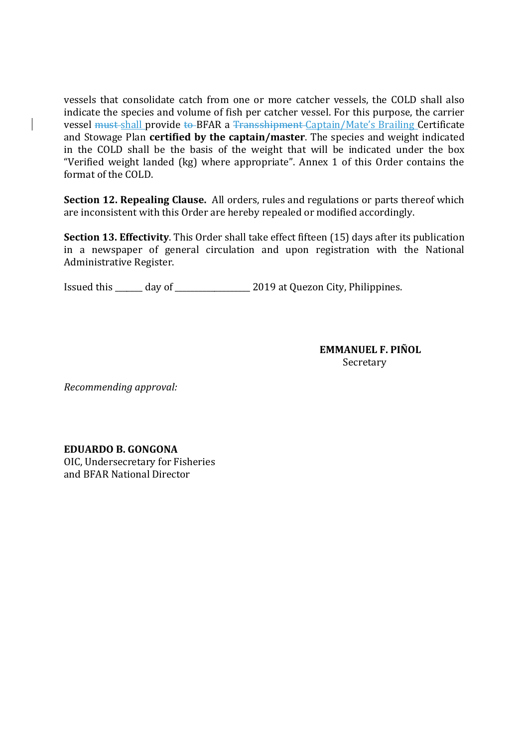vessels that consolidate catch from one or more catcher vessels, the COLD shall also indicate the species and volume of fish per catcher vessel. For this purpose, the carrier vessel ~~must~~ shall provide ~~to~~ BFAR a ~~Transshipment~~ Captain/Mate's Brailing Certificate and Stowage Plan **certified by the captain/master**. The species and weight indicated in the COLD shall be the basis of the weight that will be indicated under the box "Verified weight landed (kg) where appropriate". Annex 1 of this Order contains the format of the COLD.

**Section 12. Repealing Clause.** All orders, rules and regulations or parts thereof which are inconsistent with this Order are hereby repealed or modified accordingly.

**Section 13. Effectivity**. This Order shall take effect fifteen (15) days after its publication in a newspaper of general circulation and upon registration with the National Administrative Register.

Issued this ______ day of _________________ 2019 at Quezon City, Philippines.

**EMMANUEL F. PIÑOL**
Secretary

*Recommending approval:*

**EDUARDO B. GONGONA**
OIC, Undersecretary for Fisheries
and BFAR National Director